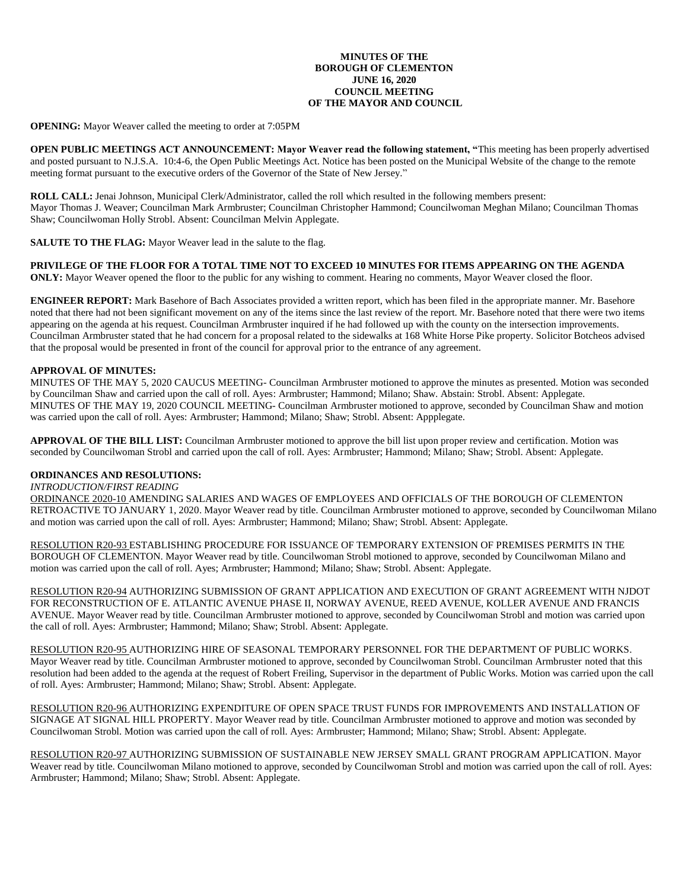**MINUTES OF THE**
**BOROUGH OF CLEMENTON**
**JUNE 16, 2020**
**COUNCIL MEETING**
**OF THE MAYOR AND COUNCIL**

**OPENING:** Mayor Weaver called the meeting to order at 7:05PM

**OPEN PUBLIC MEETINGS ACT ANNOUNCEMENT: Mayor Weaver read the following statement, "**This meeting has been properly advertised and posted pursuant to N.J.S.A. 10:4-6, the Open Public Meetings Act. Notice has been posted on the Municipal Website of the change to the remote meeting format pursuant to the executive orders of the Governor of the State of New Jersey."

**ROLL CALL:** Jenai Johnson, Municipal Clerk/Administrator, called the roll which resulted in the following members present: Mayor Thomas J. Weaver; Councilman Mark Armbruster; Councilman Christopher Hammond; Councilwoman Meghan Milano; Councilman Thomas Shaw; Councilwoman Holly Strobl. Absent: Councilman Melvin Applegate.

**SALUTE TO THE FLAG:** Mayor Weaver lead in the salute to the flag.

**PRIVILEGE OF THE FLOOR FOR A TOTAL TIME NOT TO EXCEED 10 MINUTES FOR ITEMS APPEARING ON THE AGENDA ONLY:** Mayor Weaver opened the floor to the public for any wishing to comment. Hearing no comments, Mayor Weaver closed the floor.

**ENGINEER REPORT:** Mark Basehore of Bach Associates provided a written report, which has been filed in the appropriate manner. Mr. Basehore noted that there had not been significant movement on any of the items since the last review of the report. Mr. Basehore noted that there were two items appearing on the agenda at his request. Councilman Armbruster inquired if he had followed up with the county on the intersection improvements. Councilman Armbruster stated that he had concern for a proposal related to the sidewalks at 168 White Horse Pike property. Solicitor Botcheos advised that the proposal would be presented in front of the council for approval prior to the entrance of any agreement.

**APPROVAL OF MINUTES:**

MINUTES OF THE MAY 5, 2020 CAUCUS MEETING- Councilman Armbruster motioned to approve the minutes as presented. Motion was seconded by Councilman Shaw and carried upon the call of roll. Ayes: Armbruster; Hammond; Milano; Shaw. Abstain: Strobl. Absent: Applegate.
MINUTES OF THE MAY 19, 2020 COUNCIL MEETING- Councilman Armbruster motioned to approve, seconded by Councilman Shaw and motion was carried upon the call of roll. Ayes: Armbruster; Hammond; Milano; Shaw; Strobl. Absent: Appplegate.

**APPROVAL OF THE BILL LIST:** Councilman Armbruster motioned to approve the bill list upon proper review and certification. Motion was seconded by Councilwoman Strobl and carried upon the call of roll. Ayes: Armbruster; Hammond; Milano; Shaw; Strobl. Absent: Applegate.

**ORDINANCES AND RESOLUTIONS:**

*INTRODUCTION/FIRST READING*

ORDINANCE 2020-10 AMENDING SALARIES AND WAGES OF EMPLOYEES AND OFFICIALS OF THE BOROUGH OF CLEMENTON RETROACTIVE TO JANUARY 1, 2020. Mayor Weaver read by title. Councilman Armbruster motioned to approve, seconded by Councilwoman Milano and motion was carried upon the call of roll. Ayes: Armbruster; Hammond; Milano; Shaw; Strobl. Absent: Applegate.

RESOLUTION R20-93 ESTABLISHING PROCEDURE FOR ISSUANCE OF TEMPORARY EXTENSION OF PREMISES PERMITS IN THE BOROUGH OF CLEMENTON. Mayor Weaver read by title. Councilwoman Strobl motioned to approve, seconded by Councilwoman Milano and motion was carried upon the call of roll. Ayes; Armbruster; Hammond; Milano; Shaw; Strobl. Absent: Applegate.

RESOLUTION R20-94 AUTHORIZING SUBMISSION OF GRANT APPLICATION AND EXECUTION OF GRANT AGREEMENT WITH NJDOT FOR RECONSTRUCTION OF E. ATLANTIC AVENUE PHASE II, NORWAY AVENUE, REED AVENUE, KOLLER AVENUE AND FRANCIS AVENUE. Mayor Weaver read by title. Councilman Armbruster motioned to approve, seconded by Councilwoman Strobl and motion was carried upon the call of roll. Ayes: Armbruster; Hammond; Milano; Shaw; Strobl. Absent: Applegate.

RESOLUTION R20-95 AUTHORIZING HIRE OF SEASONAL TEMPORARY PERSONNEL FOR THE DEPARTMENT OF PUBLIC WORKS. Mayor Weaver read by title. Councilman Armbruster motioned to approve, seconded by Councilwoman Strobl. Councilman Armbruster noted that this resolution had been added to the agenda at the request of Robert Freiling, Supervisor in the department of Public Works. Motion was carried upon the call of roll. Ayes: Armbruster; Hammond; Milano; Shaw; Strobl. Absent: Applegate.

RESOLUTION R20-96 AUTHORIZING EXPENDITURE OF OPEN SPACE TRUST FUNDS FOR IMPROVEMENTS AND INSTALLATION OF SIGNAGE AT SIGNAL HILL PROPERTY. Mayor Weaver read by title. Councilman Armbruster motioned to approve and motion was seconded by Councilwoman Strobl. Motion was carried upon the call of roll. Ayes: Armbruster; Hammond; Milano; Shaw; Strobl. Absent: Applegate.

RESOLUTION R20-97 AUTHORIZING SUBMISSION OF SUSTAINABLE NEW JERSEY SMALL GRANT PROGRAM APPLICATION. Mayor Weaver read by title. Councilwoman Milano motioned to approve, seconded by Councilwoman Strobl and motion was carried upon the call of roll. Ayes: Armbruster; Hammond; Milano; Shaw; Strobl. Absent: Applegate.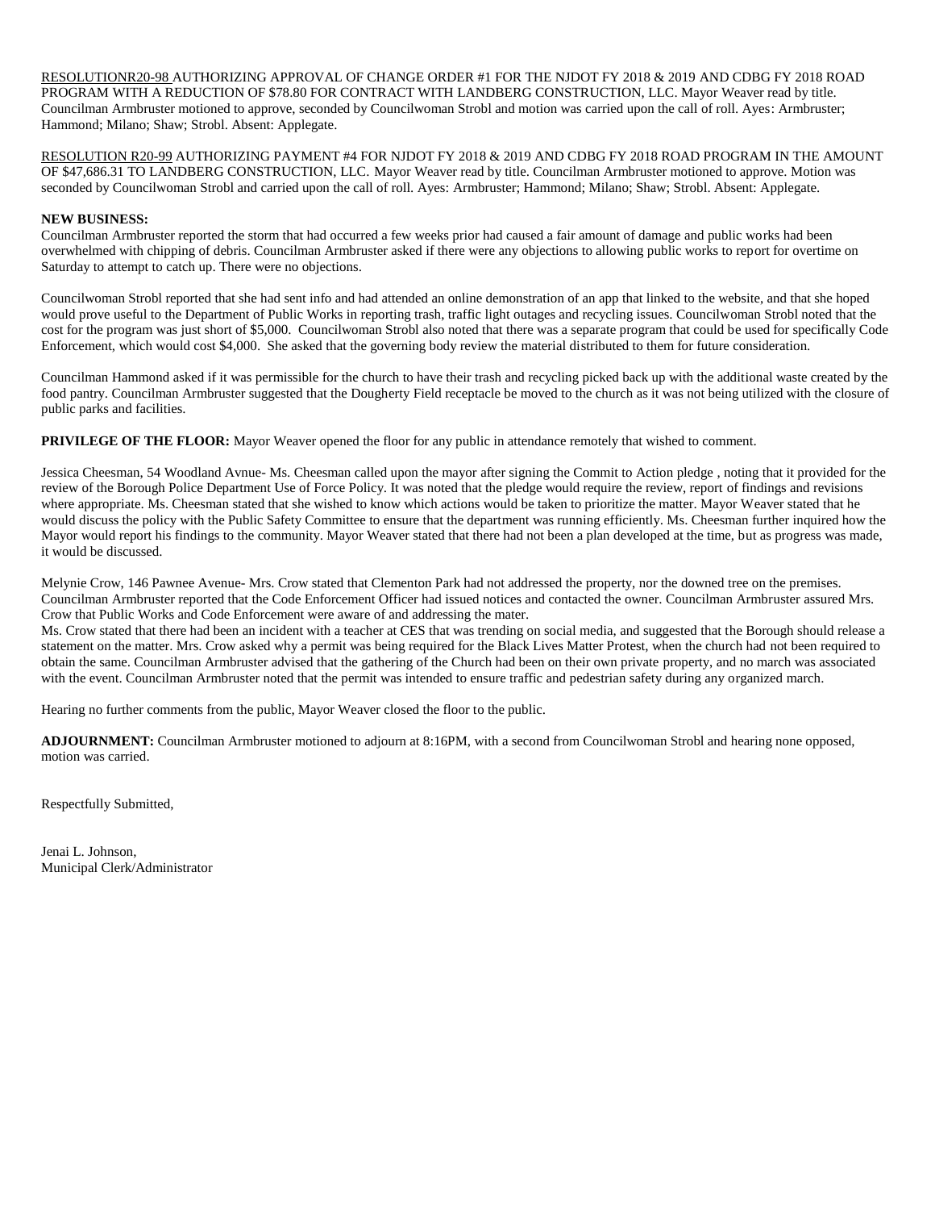RESOLUTIONR20-98 AUTHORIZING APPROVAL OF CHANGE ORDER #1 FOR THE NJDOT FY 2018 & 2019 AND CDBG FY 2018 ROAD PROGRAM WITH A REDUCTION OF $78.80 FOR CONTRACT WITH LANDBERG CONSTRUCTION, LLC. Mayor Weaver read by title. Councilman Armbruster motioned to approve, seconded by Councilwoman Strobl and motion was carried upon the call of roll. Ayes: Armbruster; Hammond; Milano; Shaw; Strobl. Absent: Applegate.

RESOLUTION R20-99 AUTHORIZING PAYMENT #4 FOR NJDOT FY 2018 & 2019 AND CDBG FY 2018 ROAD PROGRAM IN THE AMOUNT OF $47,686.31 TO LANDBERG CONSTRUCTION, LLC. Mayor Weaver read by title. Councilman Armbruster motioned to approve. Motion was seconded by Councilwoman Strobl and carried upon the call of roll. Ayes: Armbruster; Hammond; Milano; Shaw; Strobl. Absent: Applegate.

**NEW BUSINESS:**

Councilman Armbruster reported the storm that had occurred a few weeks prior had caused a fair amount of damage and public works had been overwhelmed with chipping of debris. Councilman Armbruster asked if there were any objections to allowing public works to report for overtime on Saturday to attempt to catch up. There were no objections.

Councilwoman Strobl reported that she had sent info and had attended an online demonstration of an app that linked to the website, and that she hoped would prove useful to the Department of Public Works in reporting trash, traffic light outages and recycling issues. Councilwoman Strobl noted that the cost for the program was just short of $5,000. Councilwoman Strobl also noted that there was a separate program that could be used for specifically Code Enforcement, which would cost $4,000. She asked that the governing body review the material distributed to them for future consideration.

Councilman Hammond asked if it was permissible for the church to have their trash and recycling picked back up with the additional waste created by the food pantry. Councilman Armbruster suggested that the Dougherty Field receptacle be moved to the church as it was not being utilized with the closure of public parks and facilities.

**PRIVILEGE OF THE FLOOR:** Mayor Weaver opened the floor for any public in attendance remotely that wished to comment.

Jessica Cheesman, 54 Woodland Avnue- Ms. Cheesman called upon the mayor after signing the Commit to Action pledge , noting that it provided for the review of the Borough Police Department Use of Force Policy. It was noted that the pledge would require the review, report of findings and revisions where appropriate. Ms. Cheesman stated that she wished to know which actions would be taken to prioritize the matter. Mayor Weaver stated that he would discuss the policy with the Public Safety Committee to ensure that the department was running efficiently. Ms. Cheesman further inquired how the Mayor would report his findings to the community. Mayor Weaver stated that there had not been a plan developed at the time, but as progress was made, it would be discussed.

Melynie Crow, 146 Pawnee Avenue- Mrs. Crow stated that Clementon Park had not addressed the property, nor the downed tree on the premises. Councilman Armbruster reported that the Code Enforcement Officer had issued notices and contacted the owner. Councilman Armbruster assured Mrs. Crow that Public Works and Code Enforcement were aware of and addressing the mater.
Ms. Crow stated that there had been an incident with a teacher at CES that was trending on social media, and suggested that the Borough should release a statement on the matter. Mrs. Crow asked why a permit was being required for the Black Lives Matter Protest, when the church had not been required to obtain the same. Councilman Armbruster advised that the gathering of the Church had been on their own private property, and no march was associated with the event. Councilman Armbruster noted that the permit was intended to ensure traffic and pedestrian safety during any organized march.

Hearing no further comments from the public, Mayor Weaver closed the floor to the public.

**ADJOURNMENT:** Councilman Armbruster motioned to adjourn at 8:16PM, with a second from Councilwoman Strobl and hearing none opposed, motion was carried.

Respectfully Submitted,

Jenai L. Johnson,
Municipal Clerk/Administrator